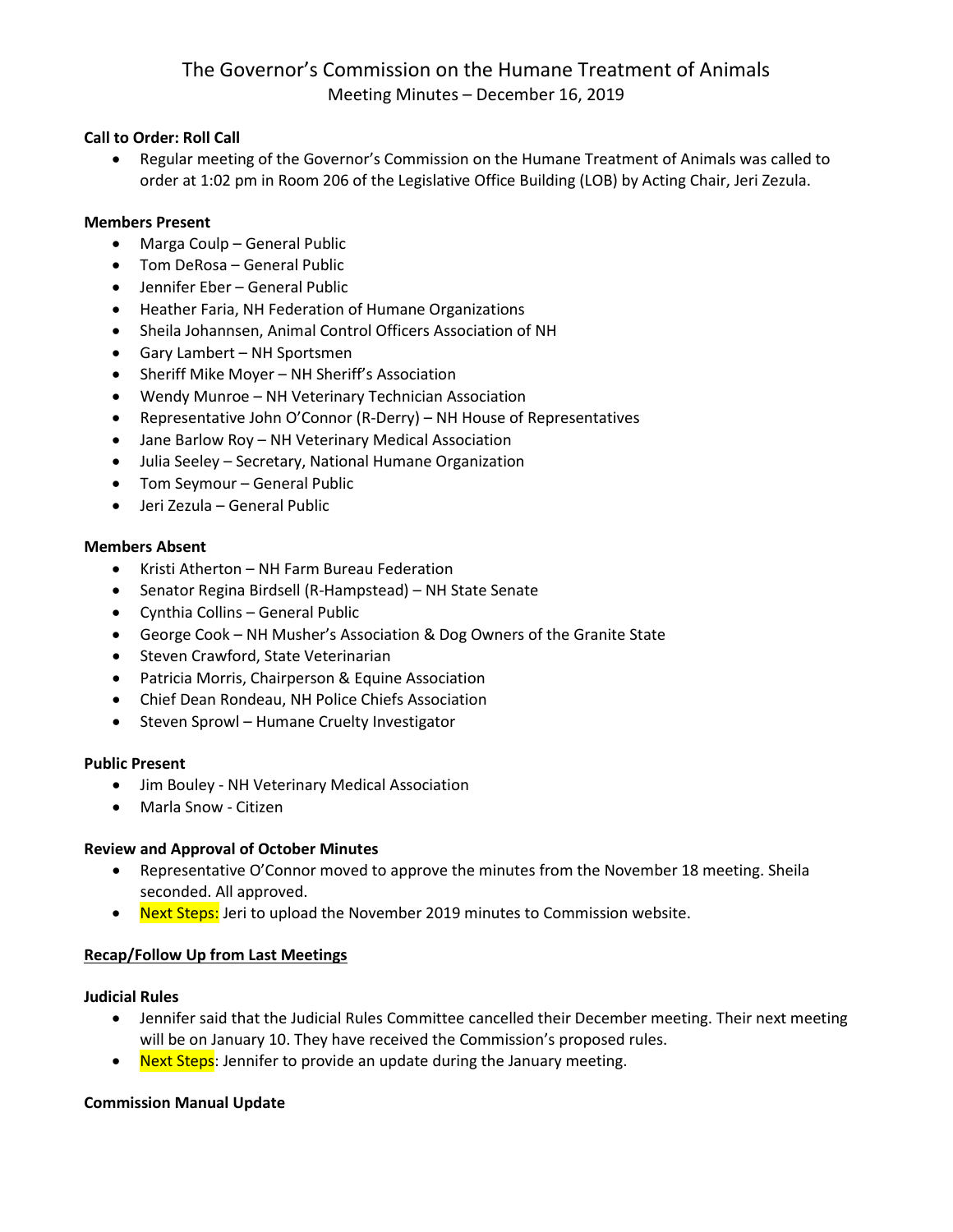# The Governor's Commission on the Humane Treatment of Animals

Meeting Minutes – December 16, 2019

**Call to Order: Roll Call**

- Regular meeting of the Governor's Commission on the Humane Treatment of Animals was called to order at 1:02 pm in Room 206 of the Legislative Office Building (LOB) by Acting Chair, Jeri Zezula.

**Members Present**

- Marga Coulp – General Public
- Tom DeRosa – General Public
- Jennifer Eber – General Public
- Heather Faria, NH Federation of Humane Organizations
- Sheila Johannsen, Animal Control Officers Association of NH
- Gary Lambert – NH Sportsmen
- Sheriff Mike Moyer – NH Sheriff's Association
- Wendy Munroe – NH Veterinary Technician Association
- Representative John O'Connor (R-Derry) – NH House of Representatives
- Jane Barlow Roy – NH Veterinary Medical Association
- Julia Seeley – Secretary, National Humane Organization
- Tom Seymour – General Public
- Jeri Zezula – General Public

**Members Absent**

- Kristi Atherton – NH Farm Bureau Federation
- Senator Regina Birdsell (R-Hampstead) – NH State Senate
- Cynthia Collins – General Public
- George Cook – NH Musher's Association & Dog Owners of the Granite State
- Steven Crawford, State Veterinarian
- Patricia Morris, Chairperson & Equine Association
- Chief Dean Rondeau, NH Police Chiefs Association
- Steven Sprowl – Humane Cruelty Investigator

**Public Present**

- Jim Bouley - NH Veterinary Medical Association
- Marla Snow - Citizen

**Review and Approval of October Minutes**

- Representative O'Connor moved to approve the minutes from the November 18 meeting. Sheila seconded. All approved.
- Next Steps: Jeri to upload the November 2019 minutes to Commission website.

**Recap/Follow Up from Last Meetings**

**Judicial Rules**

- Jennifer said that the Judicial Rules Committee cancelled their December meeting. Their next meeting will be on January 10. They have received the Commission's proposed rules.
- Next Steps: Jennifer to provide an update during the January meeting.

**Commission Manual Update**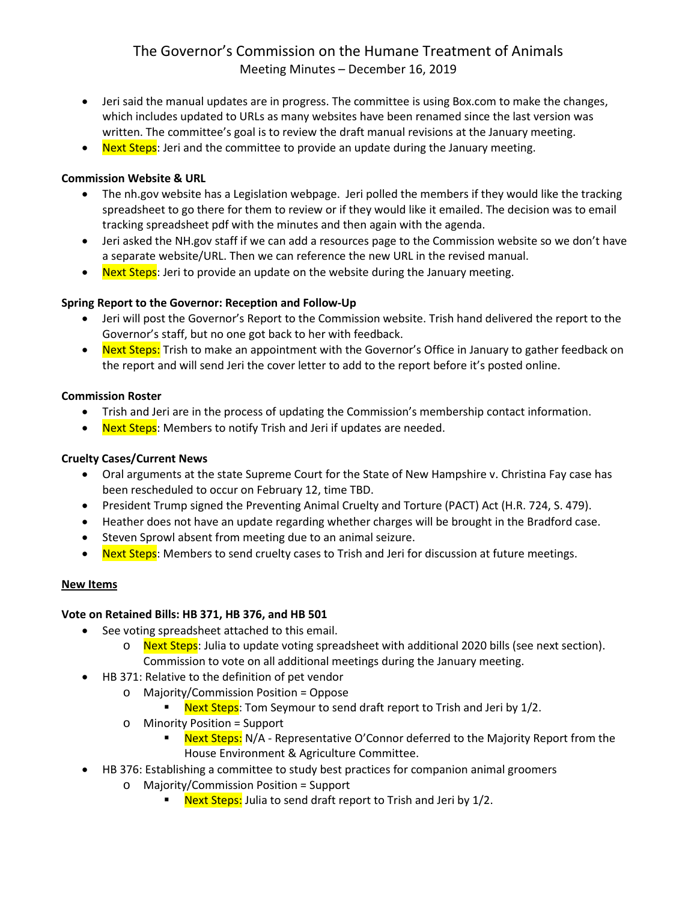# The Governor's Commission on the Humane Treatment of Animals
Meeting Minutes – December 16, 2019

- Jeri said the manual updates are in progress. The committee is using Box.com to make the changes, which includes updated to URLs as many websites have been renamed since the last version was written. The committee's goal is to review the draft manual revisions at the January meeting.
- Next Steps: Jeri and the committee to provide an update during the January meeting.

**Commission Website & URL**

- The nh.gov website has a Legislation webpage. Jeri polled the members if they would like the tracking spreadsheet to go there for them to review or if they would like it emailed. The decision was to email tracking spreadsheet pdf with the minutes and then again with the agenda.
- Jeri asked the NH.gov staff if we can add a resources page to the Commission website so we don't have a separate website/URL. Then we can reference the new URL in the revised manual.
- Next Steps: Jeri to provide an update on the website during the January meeting.

**Spring Report to the Governor: Reception and Follow-Up**

- Jeri will post the Governor's Report to the Commission website. Trish hand delivered the report to the Governor's staff, but no one got back to her with feedback.
- Next Steps: Trish to make an appointment with the Governor's Office in January to gather feedback on the report and will send Jeri the cover letter to add to the report before it's posted online.

**Commission Roster**

- Trish and Jeri are in the process of updating the Commission's membership contact information.
- Next Steps: Members to notify Trish and Jeri if updates are needed.

**Cruelty Cases/Current News**

- Oral arguments at the state Supreme Court for the State of New Hampshire v. Christina Fay case has been rescheduled to occur on February 12, time TBD.
- President Trump signed the Preventing Animal Cruelty and Torture (PACT) Act (H.R. 724, S. 479).
- Heather does not have an update regarding whether charges will be brought in the Bradford case.
- Steven Sprowl absent from meeting due to an animal seizure.
- Next Steps: Members to send cruelty cases to Trish and Jeri for discussion at future meetings.

**New Items**

**Vote on Retained Bills: HB 371, HB 376, and HB 501**

- See voting spreadsheet attached to this email.
  - Next Steps: Julia to update voting spreadsheet with additional 2020 bills (see next section). Commission to vote on all additional meetings during the January meeting.
- HB 371: Relative to the definition of pet vendor
  - Majority/Commission Position = Oppose
    - Next Steps: Tom Seymour to send draft report to Trish and Jeri by 1/2.
  - Minority Position = Support
    - Next Steps: N/A - Representative O'Connor deferred to the Majority Report from the House Environment & Agriculture Committee.
- HB 376: Establishing a committee to study best practices for companion animal groomers
  - Majority/Commission Position = Support
    - Next Steps: Julia to send draft report to Trish and Jeri by 1/2.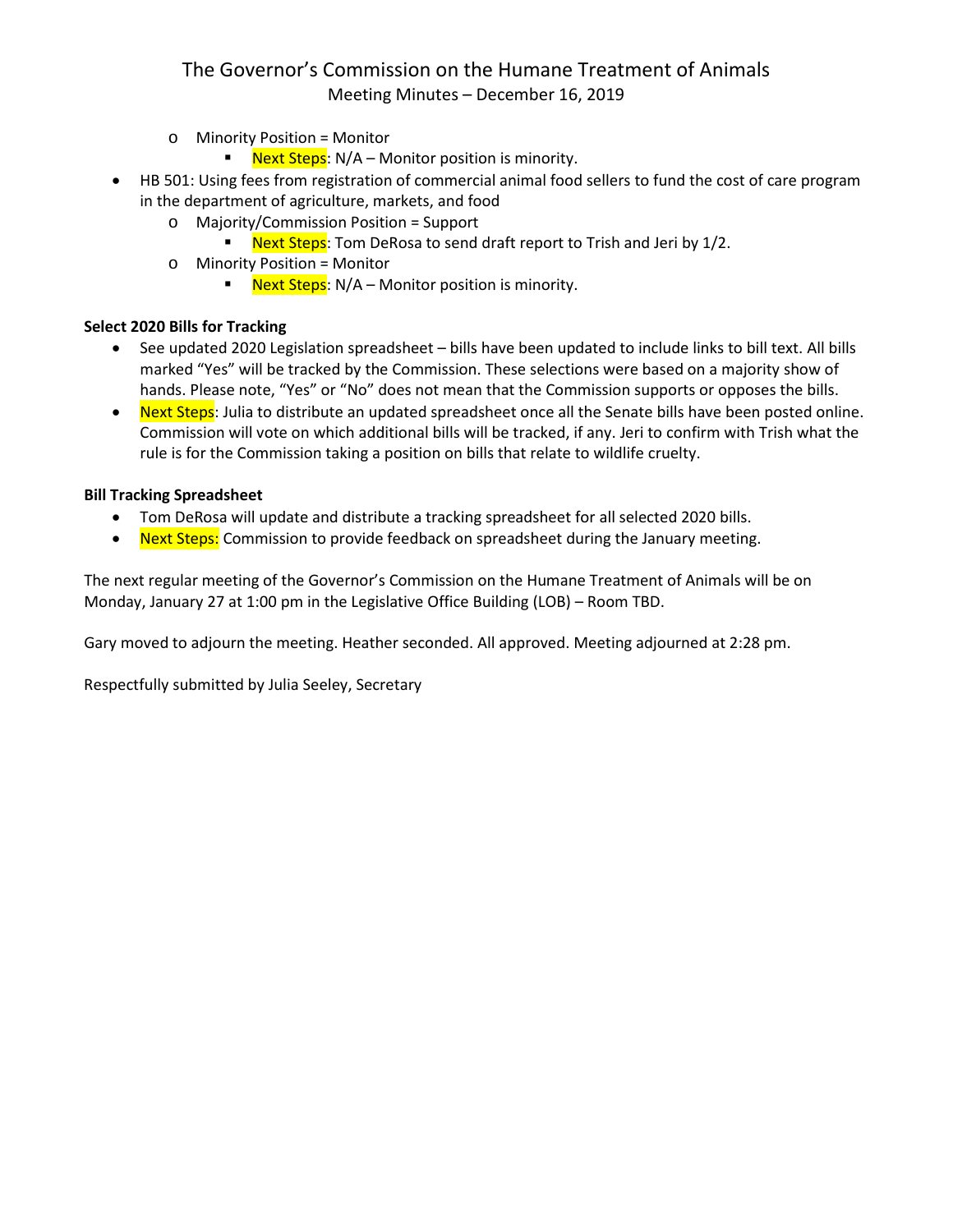- Minority Position = Monitor
  - Next Steps: N/A – Monitor position is minority.
- HB 501: Using fees from registration of commercial animal food sellers to fund the cost of care program in the department of agriculture, markets, and food
  - Majority/Commission Position = Support
    - Next Steps: Tom DeRosa to send draft report to Trish and Jeri by 1/2.
  - Minority Position = Monitor
    - Next Steps: N/A – Monitor position is minority.

**Select 2020 Bills for Tracking**

- See updated 2020 Legislation spreadsheet – bills have been updated to include links to bill text. All bills marked "Yes" will be tracked by the Commission. These selections were based on a majority show of hands. Please note, "Yes" or "No" does not mean that the Commission supports or opposes the bills.
- Next Steps: Julia to distribute an updated spreadsheet once all the Senate bills have been posted online. Commission will vote on which additional bills will be tracked, if any. Jeri to confirm with Trish what the rule is for the Commission taking a position on bills that relate to wildlife cruelty.

**Bill Tracking Spreadsheet**

- Tom DeRosa will update and distribute a tracking spreadsheet for all selected 2020 bills.
- Next Steps: Commission to provide feedback on spreadsheet during the January meeting.

The next regular meeting of the Governor's Commission on the Humane Treatment of Animals will be on Monday, January 27 at 1:00 pm in the Legislative Office Building (LOB) – Room TBD.

Gary moved to adjourn the meeting. Heather seconded. All approved. Meeting adjourned at 2:28 pm.

Respectfully submitted by Julia Seeley, Secretary